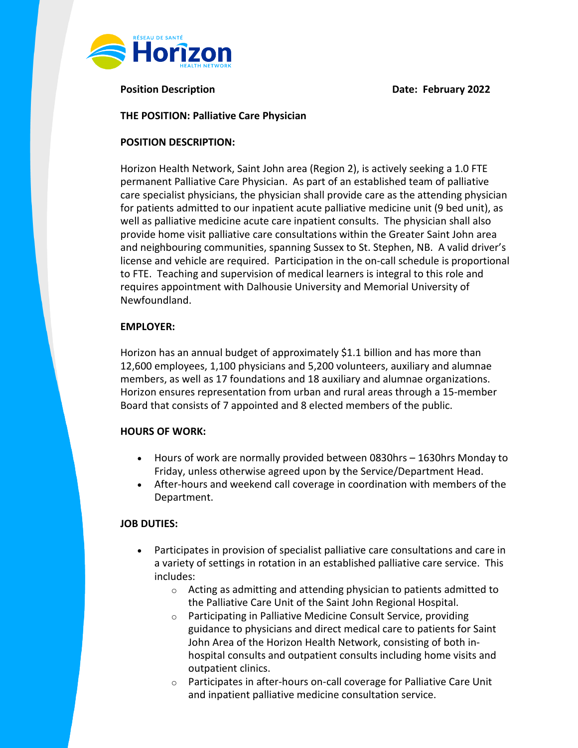**Position Description** **Date: February 2022**

**THE POSITION: Palliative Care Physician**

**POSITION DESCRIPTION:**

Horizon Health Network, Saint John area (Region 2), is actively seeking a 1.0 FTE permanent Palliative Care Physician. As part of an established team of palliative care specialist physicians, the physician shall provide care as the attending physician for patients admitted to our inpatient acute palliative medicine unit (9 bed unit), as well as palliative medicine acute care inpatient consults. The physician shall also provide home visit palliative care consultations within the Greater Saint John area and neighbouring communities, spanning Sussex to St. Stephen, NB. A valid driver's license and vehicle are required. Participation in the on-call schedule is proportional to FTE. Teaching and supervision of medical learners is integral to this role and requires appointment with Dalhousie University and Memorial University of Newfoundland.

**EMPLOYER:**

Horizon has an annual budget of approximately $1.1 billion and has more than 12,600 employees, 1,100 physicians and 5,200 volunteers, auxiliary and alumnae members, as well as 17 foundations and 18 auxiliary and alumnae organizations. Horizon ensures representation from urban and rural areas through a 15-member Board that consists of 7 appointed and 8 elected members of the public.

**HOURS OF WORK:**

- Hours of work are normally provided between 0830hrs – 1630hrs Monday to Friday, unless otherwise agreed upon by the Service/Department Head.
- After-hours and weekend call coverage in coordination with members of the Department.

**JOB DUTIES:**

- Participates in provision of specialist palliative care consultations and care in a variety of settings in rotation in an established palliative care service. This includes:
  - Acting as admitting and attending physician to patients admitted to the Palliative Care Unit of the Saint John Regional Hospital.
  - Participating in Palliative Medicine Consult Service, providing guidance to physicians and direct medical care to patients for Saint John Area of the Horizon Health Network, consisting of both in-hospital consults and outpatient consults including home visits and outpatient clinics.
  - Participates in after-hours on-call coverage for Palliative Care Unit and inpatient palliative medicine consultation service.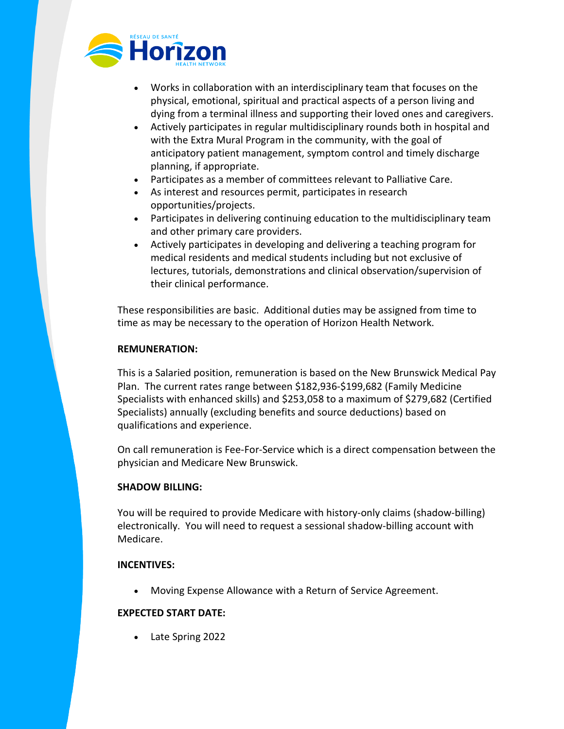- Works in collaboration with an interdisciplinary team that focuses on the physical, emotional, spiritual and practical aspects of a person living and dying from a terminal illness and supporting their loved ones and caregivers.
- Actively participates in regular multidisciplinary rounds both in hospital and with the Extra Mural Program in the community, with the goal of anticipatory patient management, symptom control and timely discharge planning, if appropriate.
- Participates as a member of committees relevant to Palliative Care.
- As interest and resources permit, participates in research opportunities/projects.
- Participates in delivering continuing education to the multidisciplinary team and other primary care providers.
- Actively participates in developing and delivering a teaching program for medical residents and medical students including but not exclusive of lectures, tutorials, demonstrations and clinical observation/supervision of their clinical performance.

These responsibilities are basic. Additional duties may be assigned from time to time as may be necessary to the operation of Horizon Health Network.

**REMUNERATION:**

This is a Salaried position, remuneration is based on the New Brunswick Medical Pay Plan. The current rates range between $182,936-$199,682 (Family Medicine Specialists with enhanced skills) and $253,058 to a maximum of $279,682 (Certified Specialists) annually (excluding benefits and source deductions) based on qualifications and experience.

On call remuneration is Fee-For-Service which is a direct compensation between the physician and Medicare New Brunswick.

**SHADOW BILLING:**

You will be required to provide Medicare with history-only claims (shadow-billing) electronically. You will need to request a sessional shadow-billing account with Medicare.

**INCENTIVES:**

- Moving Expense Allowance with a Return of Service Agreement.

**EXPECTED START DATE:**

- Late Spring 2022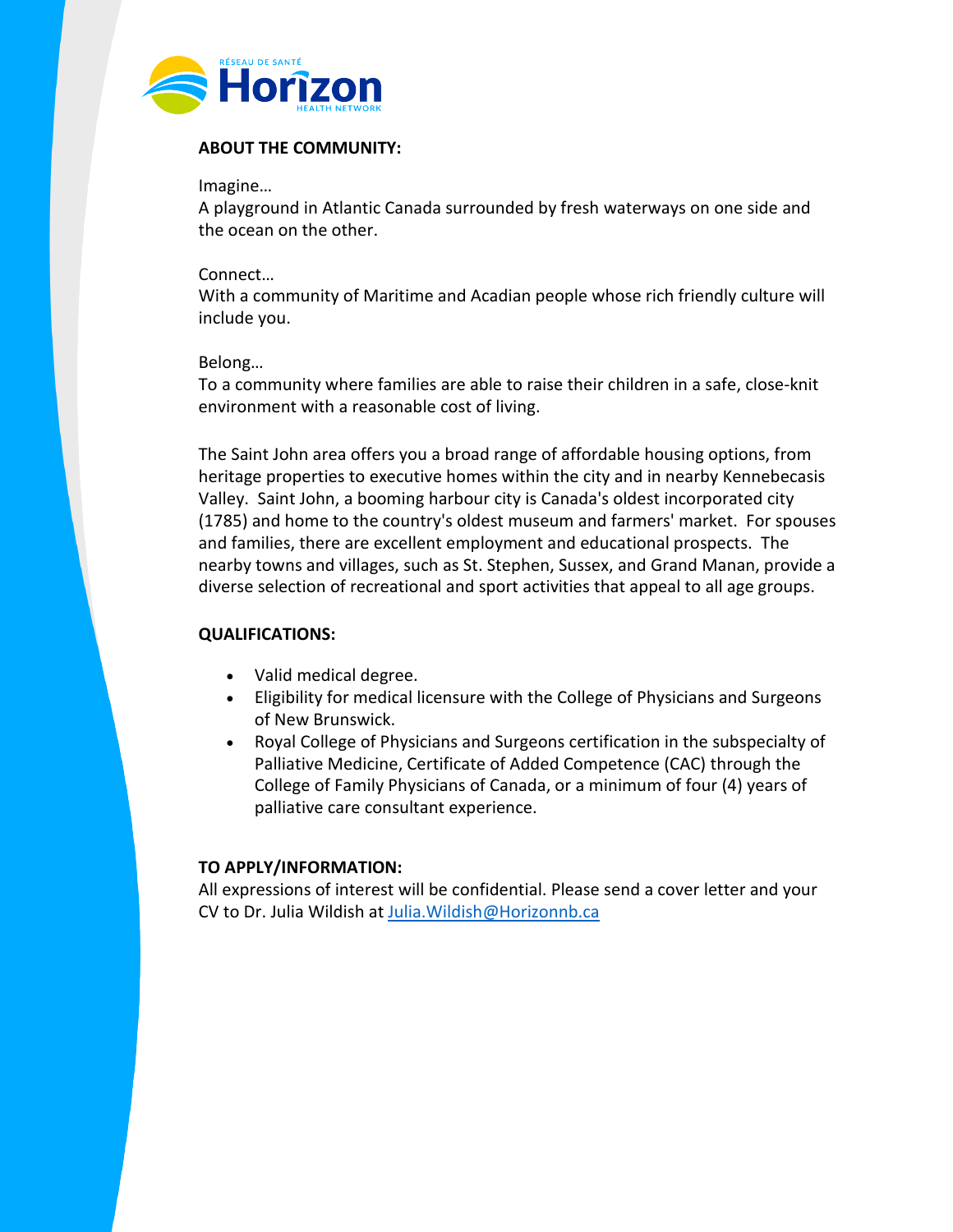## ABOUT THE COMMUNITY:

Imagine…
A playground in Atlantic Canada surrounded by fresh waterways on one side and the ocean on the other.

Connect…
With a community of Maritime and Acadian people whose rich friendly culture will include you.

Belong…
To a community where families are able to raise their children in a safe, close-knit environment with a reasonable cost of living.

The Saint John area offers you a broad range of affordable housing options, from heritage properties to executive homes within the city and in nearby Kennebecasis Valley. Saint John, a booming harbour city is Canada's oldest incorporated city (1785) and home to the country's oldest museum and farmers' market. For spouses and families, there are excellent employment and educational prospects. The nearby towns and villages, such as St. Stephen, Sussex, and Grand Manan, provide a diverse selection of recreational and sport activities that appeal to all age groups.

## QUALIFICATIONS:

- Valid medical degree.
- Eligibility for medical licensure with the College of Physicians and Surgeons of New Brunswick.
- Royal College of Physicians and Surgeons certification in the subspecialty of Palliative Medicine, Certificate of Added Competence (CAC) through the College of Family Physicians of Canada, or a minimum of four (4) years of palliative care consultant experience.

## TO APPLY/INFORMATION:

All expressions of interest will be confidential. Please send a cover letter and your CV to Dr. Julia Wildish at Julia.Wildish@Horizonnb.ca